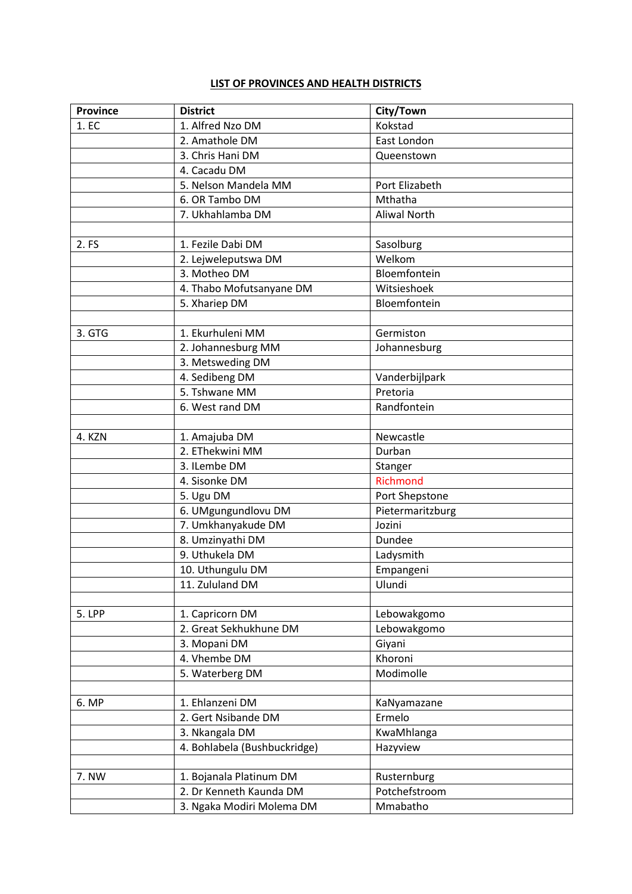**LIST OF PROVINCES AND HEALTH DISTRICTS**

| Province | District | City/Town |
|---|---|---|
| 1. EC | 1. Alfred Nzo DM | Kokstad |
| | 2. Amathole DM | East London |
| | 3. Chris Hani DM | Queenstown |
| | 4. Cacadu DM | |
| | 5. Nelson Mandela MM | Port Elizabeth |
| | 6. OR Tambo DM | Mthatha |
| | 7. Ukhahlamba DM | Aliwal North |
| | | |
| 2. FS | 1. Fezile Dabi DM | Sasolburg |
| | 2. Lejweleputswa DM | Welkom |
| | 3. Motheo DM | Bloemfontein |
| | 4. Thabo Mofutsanyane DM | Witsieshoek |
| | 5. Xhariep DM | Bloemfontein |
| | | |
| 3. GTG | 1. Ekurhuleni MM | Germiston |
| | 2. Johannesburg MM | Johannesburg |
| | 3. Metsweding DM | |
| | 4. Sedibeng DM | Vanderbijlpark |
| | 5. Tshwane MM | Pretoria |
| | 6. West rand DM | Randfontein |
| | | |
| 4. KZN | 1. Amajuba DM | Newcastle |
| | 2. EThekwini MM | Durban |
| | 3. ILembe DM | Stanger |
| | 4. Sisonke DM | Richmond |
| | 5. Ugu DM | Port Shepstone |
| | 6. UMgungundlovu DM | Pietermaritzburg |
| | 7. Umkhanyakude DM | Jozini |
| | 8. Umzinyathi DM | Dundee |
| | 9. Uthukela DM | Ladysmith |
| | 10. Uthungulu DM | Empangeni |
| | 11. Zululand DM | Ulundi |
| | | |
| 5. LPP | 1. Capricorn DM | Lebowakgomo |
| | 2. Great Sekhukhune DM | Lebowakgomo |
| | 3. Mopani DM | Giyani |
| | 4. Vhembe DM | Khoroni |
| | 5. Waterberg DM | Modimolle |
| | | |
| 6. MP | 1. Ehlanzeni DM | KaNyamazane |
| | 2. Gert Nsibande DM | Ermelo |
| | 3. Nkangala DM | KwaMhlanga |
| | 4. Bohlabela (Bushbuckridge) | Hazyview |
| | | |
| 7. NW | 1. Bojanala Platinum DM | Rusternburg |
| | 2. Dr Kenneth Kaunda DM | Potchefstroom |
| | 3. Ngaka Modiri Molema DM | Mmabatho |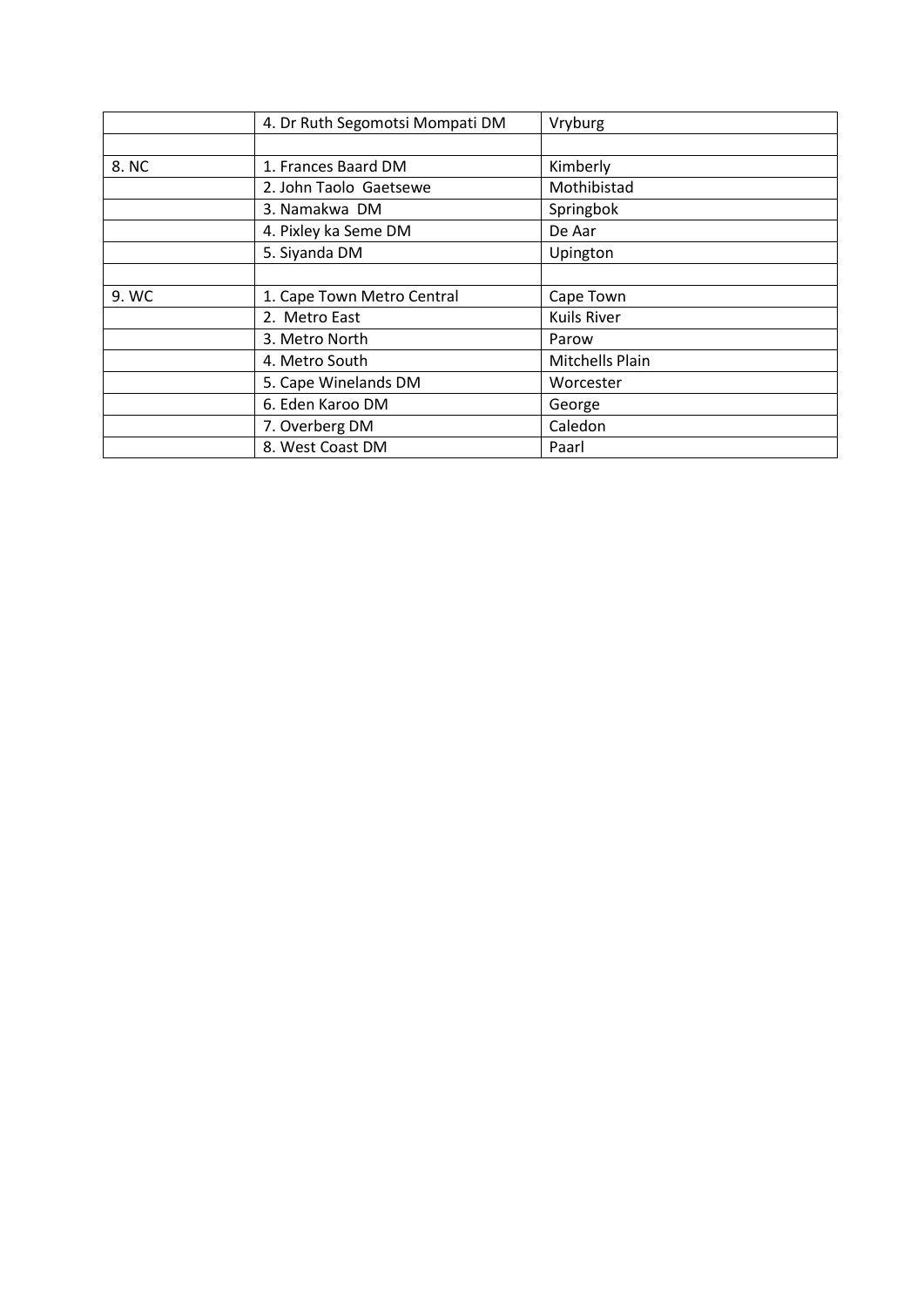| | | |
|---|---|---|
| | 4. Dr Ruth Segomotsi Mompati DM | Vryburg |
| | | |
| 8. NC | 1. Frances Baard DM | Kimberly |
| | 2. John Taolo Gaetsewe | Mothibistad |
| | 3. Namakwa DM | Springbok |
| | 4. Pixley ka Seme DM | De Aar |
| | 5. Siyanda DM | Upington |
| | | |
| 9. WC | 1. Cape Town Metro Central | Cape Town |
| | 2. Metro East | Kuils River |
| | 3. Metro North | Parow |
| | 4. Metro South | Mitchells Plain |
| | 5. Cape Winelands DM | Worcester |
| | 6. Eden Karoo DM | George |
| | 7. Overberg DM | Caledon |
| | 8. West Coast DM | Paarl |